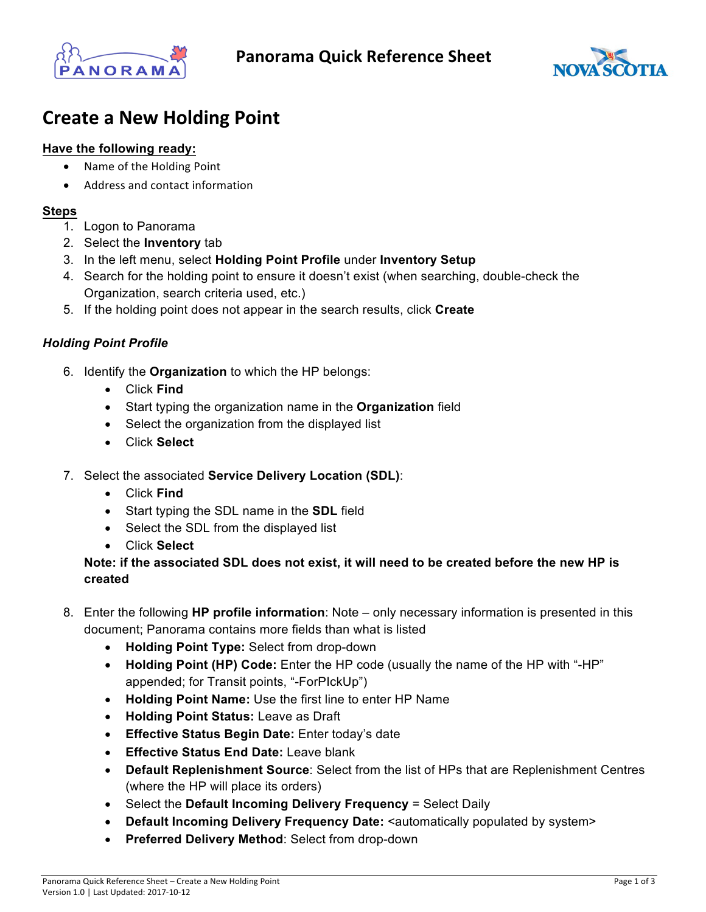Panorama Quick Reference Sheet

# Create a New Holding Point

**Have the following ready:**

- Name of the Holding Point
- Address and contact information

**Steps**

1. Logon to Panorama
2. Select the **Inventory** tab
3. In the left menu, select **Holding Point Profile** under **Inventory Setup**
4. Search for the holding point to ensure it doesn't exist (when searching, double-check the Organization, search criteria used, etc.)
5. If the holding point does not appear in the search results, click **Create**

***Holding Point Profile***

6. Identify the **Organization** to which the HP belongs:
   - Click **Find**
   - Start typing the organization name in the **Organization** field
   - Select the organization from the displayed list
   - Click **Select**

7. Select the associated **Service Delivery Location (SDL)**:
   - Click **Find**
   - Start typing the SDL name in the **SDL** field
   - Select the SDL from the displayed list
   - Click **Select**

   **Note: if the associated SDL does not exist, it will need to be created before the new HP is created**

8. Enter the following **HP profile information**: Note – only necessary information is presented in this document; Panorama contains more fields than what is listed
   - **Holding Point Type:** Select from drop-down
   - **Holding Point (HP) Code:** Enter the HP code (usually the name of the HP with "-HP" appended; for Transit points, "-ForPIckUp")
   - **Holding Point Name:** Use the first line to enter HP Name
   - **Holding Point Status:** Leave as Draft
   - **Effective Status Begin Date:** Enter today's date
   - **Effective Status End Date:** Leave blank
   - **Default Replenishment Source**: Select from the list of HPs that are Replenishment Centres (where the HP will place its orders)
   - Select the **Default Incoming Delivery Frequency** = Select Daily
   - **Default Incoming Delivery Frequency Date:** <automatically populated by system>
   - **Preferred Delivery Method**: Select from drop-down

Panorama Quick Reference Sheet – Create a New Holding Point
Version 1.0 | Last Updated: 2017-10-12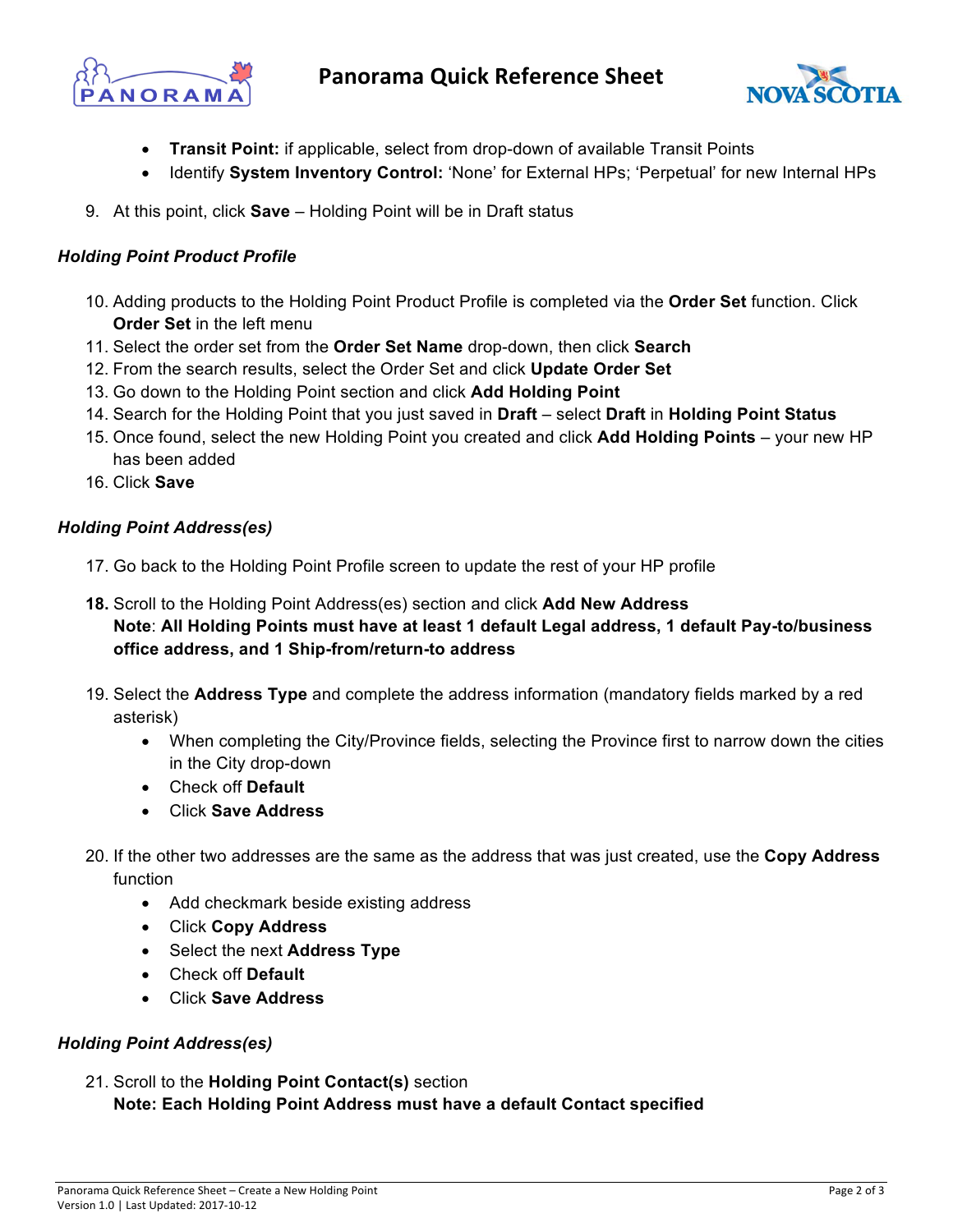- **Transit Point:** if applicable, select from drop-down of available Transit Points
- Identify **System Inventory Control:** 'None' for External HPs; 'Perpetual' for new Internal HPs

9. At this point, click **Save** – Holding Point will be in Draft status

### *Holding Point Product Profile*

10. Adding products to the Holding Point Product Profile is completed via the **Order Set** function. Click **Order Set** in the left menu
11. Select the order set from the **Order Set Name** drop-down, then click **Search**
12. From the search results, select the Order Set and click **Update Order Set**
13. Go down to the Holding Point section and click **Add Holding Point**
14. Search for the Holding Point that you just saved in **Draft** – select **Draft** in **Holding Point Status**
15. Once found, select the new Holding Point you created and click **Add Holding Points** – your new HP has been added
16. Click **Save**

### *Holding Point Address(es)*

17. Go back to the Holding Point Profile screen to update the rest of your HP profile

**18.** Scroll to the Holding Point Address(es) section and click **Add New Address**
**Note**: **All Holding Points must have at least 1 default Legal address, 1 default Pay-to/business office address, and 1 Ship-from/return-to address**

19. Select the **Address Type** and complete the address information (mandatory fields marked by a red asterisk)
    - When completing the City/Province fields, selecting the Province first to narrow down the cities in the City drop-down
    - Check off **Default**
    - Click **Save Address**

20. If the other two addresses are the same as the address that was just created, use the **Copy Address** function
    - Add checkmark beside existing address
    - Click **Copy Address**
    - Select the next **Address Type**
    - Check off **Default**
    - Click **Save Address**

### *Holding Point Address(es)*

21. Scroll to the **Holding Point Contact(s)** section
**Note: Each Holding Point Address must have a default Contact specified**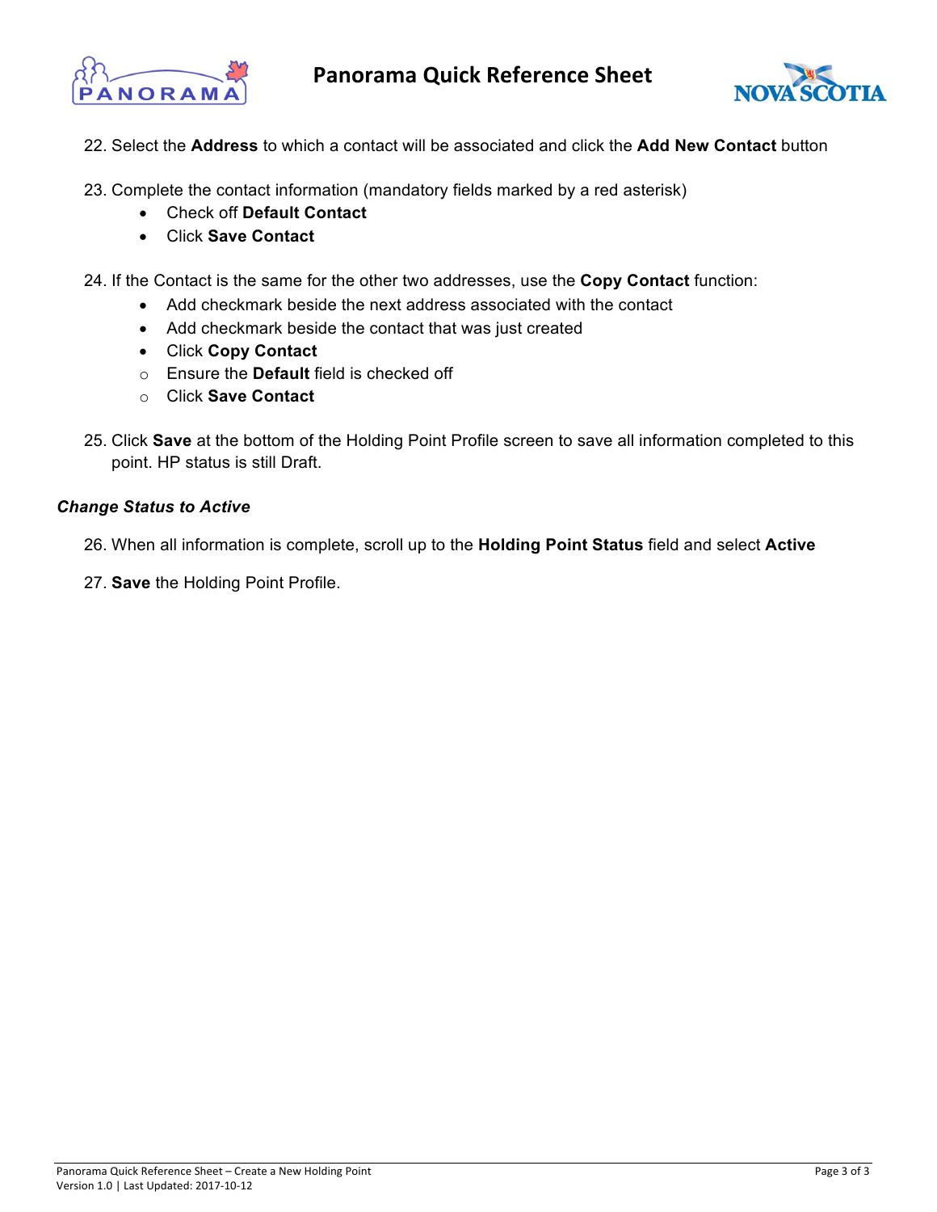22. Select the **Address** to which a contact will be associated and click the **Add New Contact** button

23. Complete the contact information (mandatory fields marked by a red asterisk)
    - Check off **Default Contact**
    - Click **Save Contact**

24. If the Contact is the same for the other two addresses, use the **Copy Contact** function:
    - Add checkmark beside the next address associated with the contact
    - Add checkmark beside the contact that was just created
    - Click **Copy Contact**
      - Ensure the **Default** field is checked off
      - Click **Save Contact**

25. Click **Save** at the bottom of the Holding Point Profile screen to save all information completed to this point. HP status is still Draft.

***Change Status to Active***

26. When all information is complete, scroll up to the **Holding Point Status** field and select **Active**

27. **Save** the Holding Point Profile.